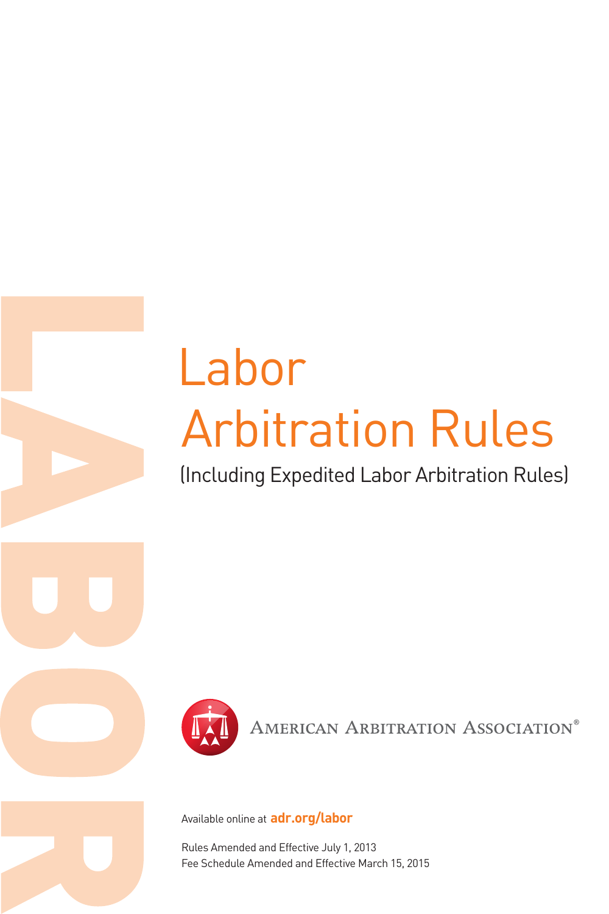# Labor Arbitration Rules

(Including Expedited Labor Arbitration Rules)

American Arbitration Association®

Available online at **adr.org/labor**

Rules Amended and Effective July 1, 2013
Fee Schedule Amended and Effective March 15, 2015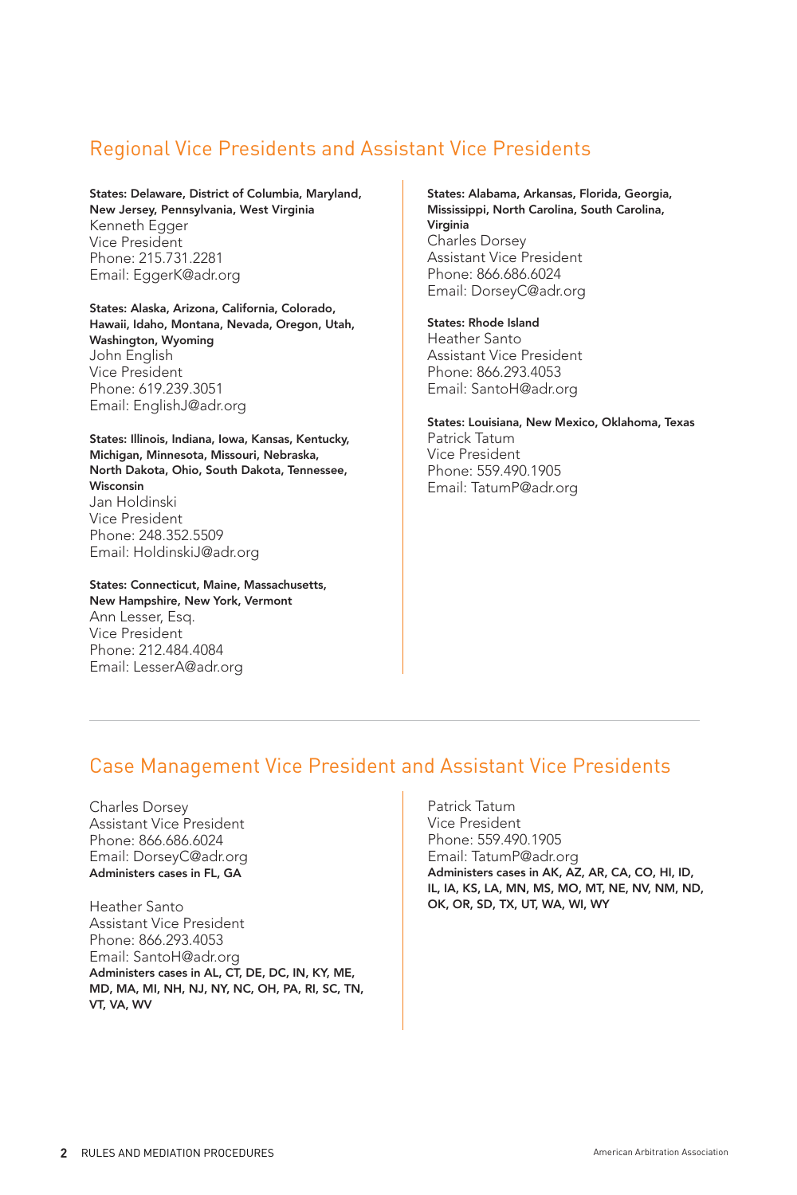## Regional Vice Presidents and Assistant Vice Presidents

**States: Delaware, District of Columbia, Maryland, New Jersey, Pennsylvania, West Virginia**
Kenneth Egger
Vice President
Phone: 215.731.2281
Email: EggerK@adr.org

**States: Alaska, Arizona, California, Colorado, Hawaii, Idaho, Montana, Nevada, Oregon, Utah, Washington, Wyoming**
John English
Vice President
Phone: 619.239.3051
Email: EnglishJ@adr.org

**States: Illinois, Indiana, Iowa, Kansas, Kentucky, Michigan, Minnesota, Missouri, Nebraska, North Dakota, Ohio, South Dakota, Tennessee, Wisconsin**
Jan Holdinski
Vice President
Phone: 248.352.5509
Email: HoldinskiJ@adr.org

**States: Connecticut, Maine, Massachusetts, New Hampshire, New York, Vermont**
Ann Lesser, Esq.
Vice President
Phone: 212.484.4084
Email: LesserA@adr.org

**States: Alabama, Arkansas, Florida, Georgia, Mississippi, North Carolina, South Carolina, Virginia**
Charles Dorsey
Assistant Vice President
Phone: 866.686.6024
Email: DorseyC@adr.org

**States: Rhode Island**
Heather Santo
Assistant Vice President
Phone: 866.293.4053
Email: SantoH@adr.org

**States: Louisiana, New Mexico, Oklahoma, Texas**
Patrick Tatum
Vice President
Phone: 559.490.1905
Email: TatumP@adr.org

## Case Management Vice President and Assistant Vice Presidents

Charles Dorsey
Assistant Vice President
Phone: 866.686.6024
Email: DorseyC@adr.org
**Administers cases in FL, GA**

Heather Santo
Assistant Vice President
Phone: 866.293.4053
Email: SantoH@adr.org
**Administers cases in AL, CT, DE, DC, IN, KY, ME, MD, MA, MI, NH, NJ, NY, NC, OH, PA, RI, SC, TN, VT, VA, WV**

Patrick Tatum
Vice President
Phone: 559.490.1905
Email: TatumP@adr.org
**Administers cases in AK, AZ, AR, CA, CO, HI, ID, IL, IA, KS, LA, MN, MS, MO, MT, NE, NV, NM, ND, OK, OR, SD, TX, UT, WA, WI, WY**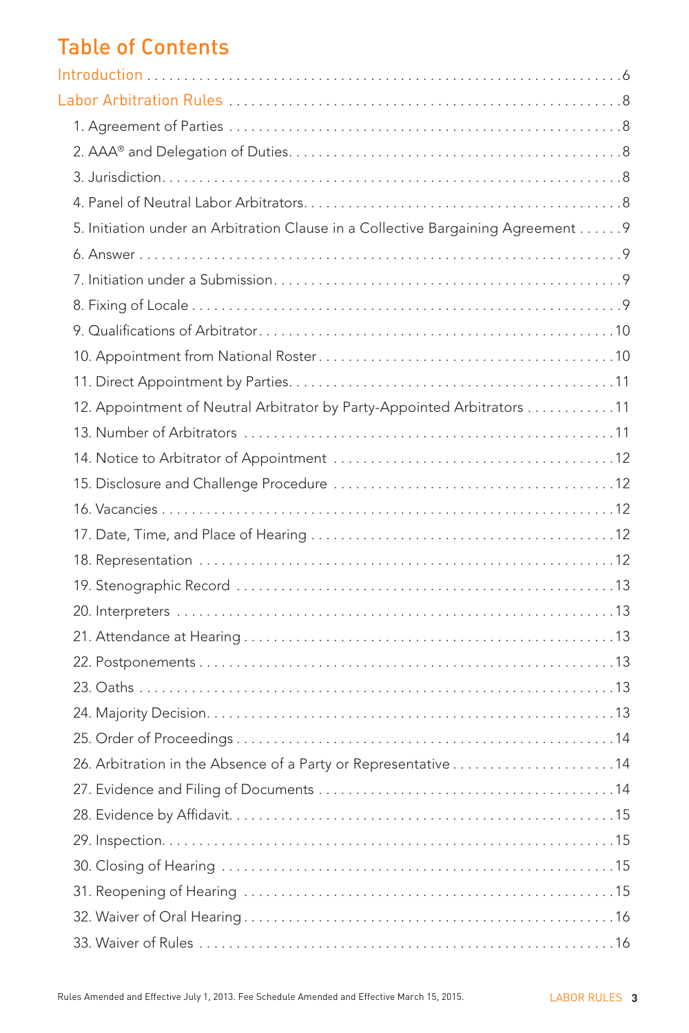# Table of Contents

Introduction . . . . . . . . . . 6

Labor Arbitration Rules . . . . . . . . . . 8

1. Agreement of Parties . . . . . . . . . . 8
2. AAA® and Delegation of Duties . . . . . . . . . . 8
3. Jurisdiction . . . . . . . . . . 8
4. Panel of Neutral Labor Arbitrators . . . . . . . . . . 8
5. Initiation under an Arbitration Clause in a Collective Bargaining Agreement . . . . . . 9
6. Answer . . . . . . . . . . 9
7. Initiation under a Submission . . . . . . . . . . 9
8. Fixing of Locale . . . . . . . . . . 9
9. Qualifications of Arbitrator . . . . . . . . . . 10
10. Appointment from National Roster . . . . . . . . . . 10
11. Direct Appointment by Parties . . . . . . . . . . 11
12. Appointment of Neutral Arbitrator by Party-Appointed Arbitrators . . . . . . . . . . 11
13. Number of Arbitrators . . . . . . . . . . 11
14. Notice to Arbitrator of Appointment . . . . . . . . . . 12
15. Disclosure and Challenge Procedure . . . . . . . . . . 12
16. Vacancies . . . . . . . . . . 12
17. Date, Time, and Place of Hearing . . . . . . . . . . 12
18. Representation . . . . . . . . . . 12
19. Stenographic Record . . . . . . . . . . 13
20. Interpreters . . . . . . . . . . 13
21. Attendance at Hearing . . . . . . . . . . 13
22. Postponements . . . . . . . . . . 13
23. Oaths . . . . . . . . . . 13
24. Majority Decision . . . . . . . . . . 13
25. Order of Proceedings . . . . . . . . . . 14
26. Arbitration in the Absence of a Party or Representative . . . . . . . . . . 14
27. Evidence and Filing of Documents . . . . . . . . . . 14
28. Evidence by Affidavit . . . . . . . . . . 15
29. Inspection . . . . . . . . . . 15
30. Closing of Hearing . . . . . . . . . . 15
31. Reopening of Hearing . . . . . . . . . . 15
32. Waiver of Oral Hearing . . . . . . . . . . 16
33. Waiver of Rules . . . . . . . . . . 16

Rules Amended and Effective July 1, 2013. Fee Schedule Amended and Effective March 15, 2015.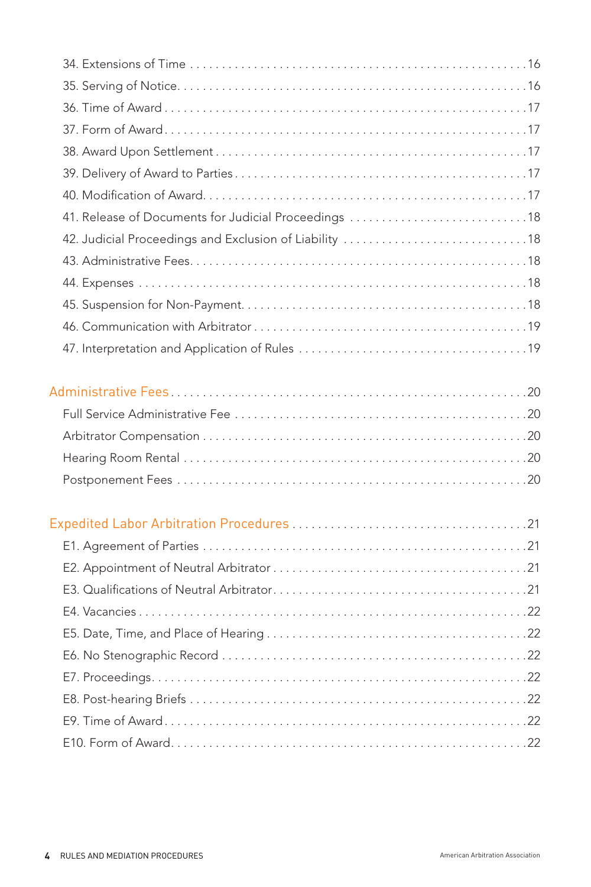34. Extensions of Time . . . . . . . . . . . . . . . . . . . . . . . . . . . . . . . . . . . . . . . . . . . . . . . . . . . . . 16
35. Serving of Notice . . . . . . . . . . . . . . . . . . . . . . . . . . . . . . . . . . . . . . . . . . . . . . . . . . . . . . . 16
36. Time of Award . . . . . . . . . . . . . . . . . . . . . . . . . . . . . . . . . . . . . . . . . . . . . . . . . . . . . . . . 17
37. Form of Award . . . . . . . . . . . . . . . . . . . . . . . . . . . . . . . . . . . . . . . . . . . . . . . . . . . . . . . . 17
38. Award Upon Settlement . . . . . . . . . . . . . . . . . . . . . . . . . . . . . . . . . . . . . . . . . . . . . . . . 17
39. Delivery of Award to Parties . . . . . . . . . . . . . . . . . . . . . . . . . . . . . . . . . . . . . . . . . . . . . 17
40. Modification of Award . . . . . . . . . . . . . . . . . . . . . . . . . . . . . . . . . . . . . . . . . . . . . . . . . 17
41. Release of Documents for Judicial Proceedings . . . . . . . . . . . . . . . . . . . . . . . . . . . . 18
42. Judicial Proceedings and Exclusion of Liability . . . . . . . . . . . . . . . . . . . . . . . . . . . . . 18
43. Administrative Fees . . . . . . . . . . . . . . . . . . . . . . . . . . . . . . . . . . . . . . . . . . . . . . . . . . . 18
44. Expenses . . . . . . . . . . . . . . . . . . . . . . . . . . . . . . . . . . . . . . . . . . . . . . . . . . . . . . . . . . . 18
45. Suspension for Non-Payment . . . . . . . . . . . . . . . . . . . . . . . . . . . . . . . . . . . . . . . . . . . . 18
46. Communication with Arbitrator . . . . . . . . . . . . . . . . . . . . . . . . . . . . . . . . . . . . . . . . . . 19
47. Interpretation and Application of Rules . . . . . . . . . . . . . . . . . . . . . . . . . . . . . . . . . . . 19

## Administrative Fees . . . . . . . . . . . . . . . . . . . . . . . . . . . . . . . . . . . . . . . . . . . . . . . . . . . . 20

Full Service Administrative Fee . . . . . . . . . . . . . . . . . . . . . . . . . . . . . . . . . . . . . . . . . . . . 20
Arbitrator Compensation . . . . . . . . . . . . . . . . . . . . . . . . . . . . . . . . . . . . . . . . . . . . . . . . . 20
Hearing Room Rental . . . . . . . . . . . . . . . . . . . . . . . . . . . . . . . . . . . . . . . . . . . . . . . . . . . . 20
Postponement Fees . . . . . . . . . . . . . . . . . . . . . . . . . . . . . . . . . . . . . . . . . . . . . . . . . . . . . 20

## Expedited Labor Arbitration Procedures . . . . . . . . . . . . . . . . . . . . . . . . . . . . . . . . . . . . . 21

E1. Agreement of Parties . . . . . . . . . . . . . . . . . . . . . . . . . . . . . . . . . . . . . . . . . . . . . . . . . . . 21
E2. Appointment of Neutral Arbitrator . . . . . . . . . . . . . . . . . . . . . . . . . . . . . . . . . . . . . . . . 21
E3. Qualifications of Neutral Arbitrator . . . . . . . . . . . . . . . . . . . . . . . . . . . . . . . . . . . . . . . . 21
E4. Vacancies . . . . . . . . . . . . . . . . . . . . . . . . . . . . . . . . . . . . . . . . . . . . . . . . . . . . . . . . . . . . 22
E5. Date, Time, and Place of Hearing . . . . . . . . . . . . . . . . . . . . . . . . . . . . . . . . . . . . . . . . . 22
E6. No Stenographic Record . . . . . . . . . . . . . . . . . . . . . . . . . . . . . . . . . . . . . . . . . . . . . . . . 22
E7. Proceedings . . . . . . . . . . . . . . . . . . . . . . . . . . . . . . . . . . . . . . . . . . . . . . . . . . . . . . . . . . 22
E8. Post-hearing Briefs . . . . . . . . . . . . . . . . . . . . . . . . . . . . . . . . . . . . . . . . . . . . . . . . . . . . 22
E9. Time of Award . . . . . . . . . . . . . . . . . . . . . . . . . . . . . . . . . . . . . . . . . . . . . . . . . . . . . . . . 22
E10. Form of Award . . . . . . . . . . . . . . . . . . . . . . . . . . . . . . . . . . . . . . . . . . . . . . . . . . . . . . . 22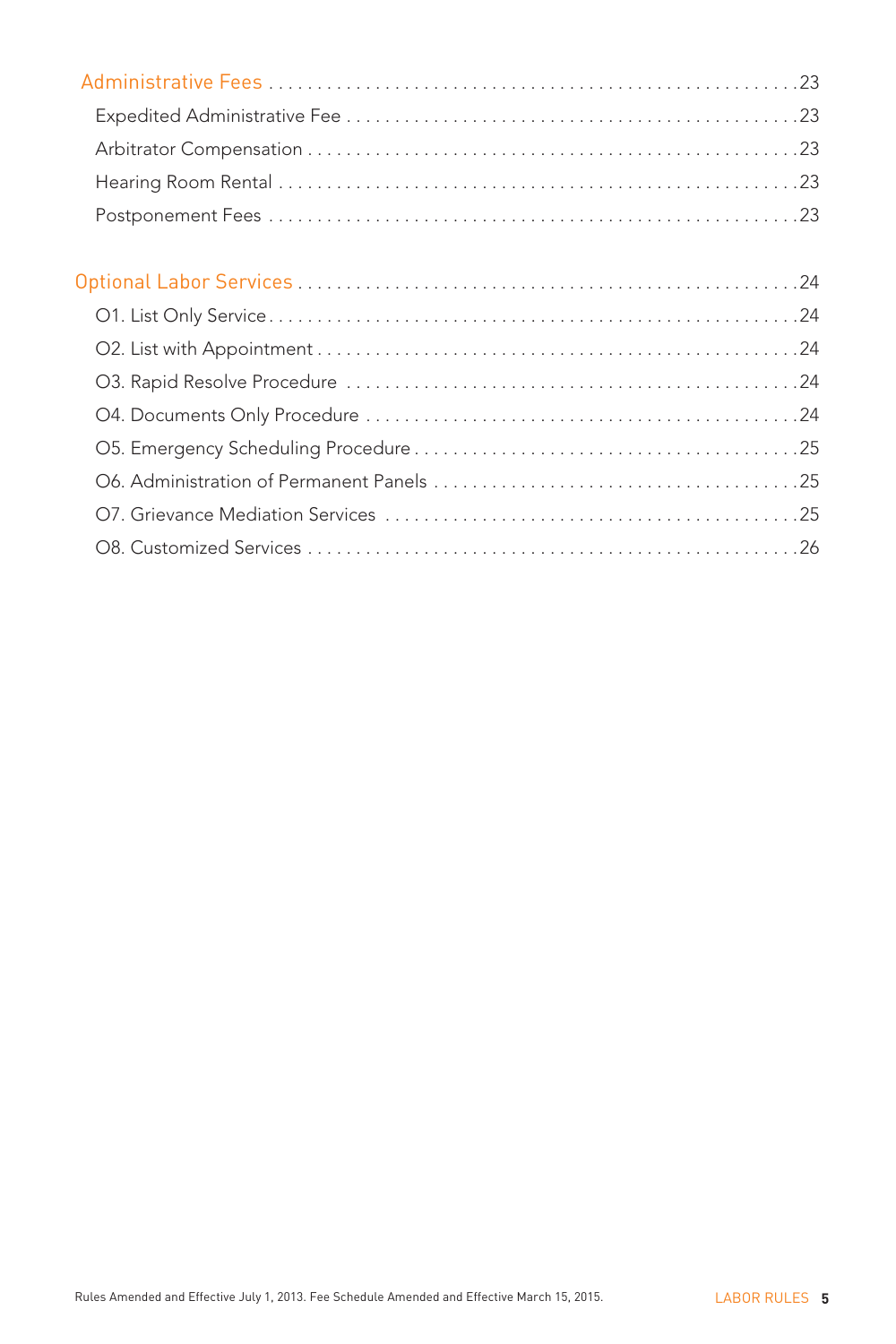Administrative Fees . . . . . . . . . . . . . . . . . . . . . . . . . . . . . . . . . . . . . . . . . . . . . . . . . . . . . 23

- Expedited Administrative Fee . . . . . . . . . . . . . . . . . . . . . . . . . . . . . . . . . . . . . . . . . . . . . 23
- Arbitrator Compensation . . . . . . . . . . . . . . . . . . . . . . . . . . . . . . . . . . . . . . . . . . . . . . . . 23
- Hearing Room Rental . . . . . . . . . . . . . . . . . . . . . . . . . . . . . . . . . . . . . . . . . . . . . . . . . . . 23
- Postponement Fees . . . . . . . . . . . . . . . . . . . . . . . . . . . . . . . . . . . . . . . . . . . . . . . . . . . . 23

Optional Labor Services . . . . . . . . . . . . . . . . . . . . . . . . . . . . . . . . . . . . . . . . . . . . . . . . . . 24

- O1. List Only Service . . . . . . . . . . . . . . . . . . . . . . . . . . . . . . . . . . . . . . . . . . . . . . . . . . . 24
- O2. List with Appointment . . . . . . . . . . . . . . . . . . . . . . . . . . . . . . . . . . . . . . . . . . . . . . . 24
- O3. Rapid Resolve Procedure . . . . . . . . . . . . . . . . . . . . . . . . . . . . . . . . . . . . . . . . . . . . . 24
- O4. Documents Only Procedure . . . . . . . . . . . . . . . . . . . . . . . . . . . . . . . . . . . . . . . . . . . 24
- O5. Emergency Scheduling Procedure . . . . . . . . . . . . . . . . . . . . . . . . . . . . . . . . . . . . . . 25
- O6. Administration of Permanent Panels . . . . . . . . . . . . . . . . . . . . . . . . . . . . . . . . . . . 25
- O7. Grievance Mediation Services . . . . . . . . . . . . . . . . . . . . . . . . . . . . . . . . . . . . . . . . 25
- O8. Customized Services . . . . . . . . . . . . . . . . . . . . . . . . . . . . . . . . . . . . . . . . . . . . . . . . 26

Rules Amended and Effective July 1, 2013. Fee Schedule Amended and Effective March 15, 2015.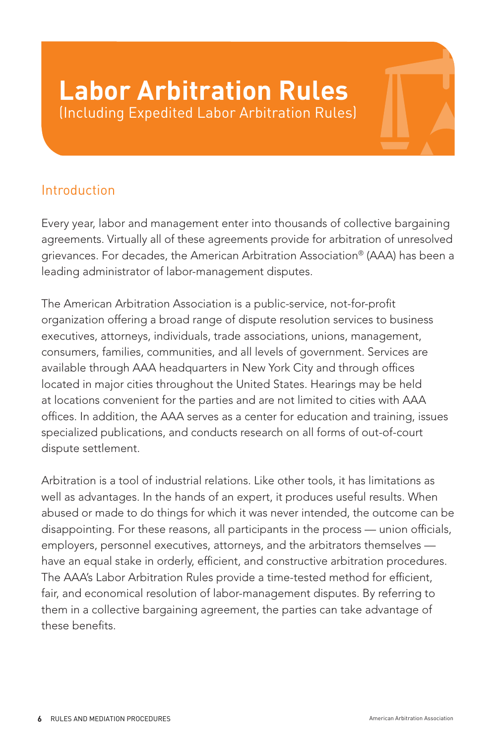# Labor Arbitration Rules

(Including Expedited Labor Arbitration Rules)

## Introduction

Every year, labor and management enter into thousands of collective bargaining agreements. Virtually all of these agreements provide for arbitration of unresolved grievances. For decades, the American Arbitration Association® (AAA) has been a leading administrator of labor-management disputes.

The American Arbitration Association is a public-service, not-for-profit organization offering a broad range of dispute resolution services to business executives, attorneys, individuals, trade associations, unions, management, consumers, families, communities, and all levels of government. Services are available through AAA headquarters in New York City and through offices located in major cities throughout the United States. Hearings may be held at locations convenient for the parties and are not limited to cities with AAA offices. In addition, the AAA serves as a center for education and training, issues specialized publications, and conducts research on all forms of out-of-court dispute settlement.

Arbitration is a tool of industrial relations. Like other tools, it has limitations as well as advantages. In the hands of an expert, it produces useful results. When abused or made to do things for which it was never intended, the outcome can be disappointing. For these reasons, all participants in the process — union officials, employers, personnel executives, attorneys, and the arbitrators themselves — have an equal stake in orderly, efficient, and constructive arbitration procedures. The AAA's Labor Arbitration Rules provide a time-tested method for efficient, fair, and economical resolution of labor-management disputes. By referring to them in a collective bargaining agreement, the parties can take advantage of these benefits.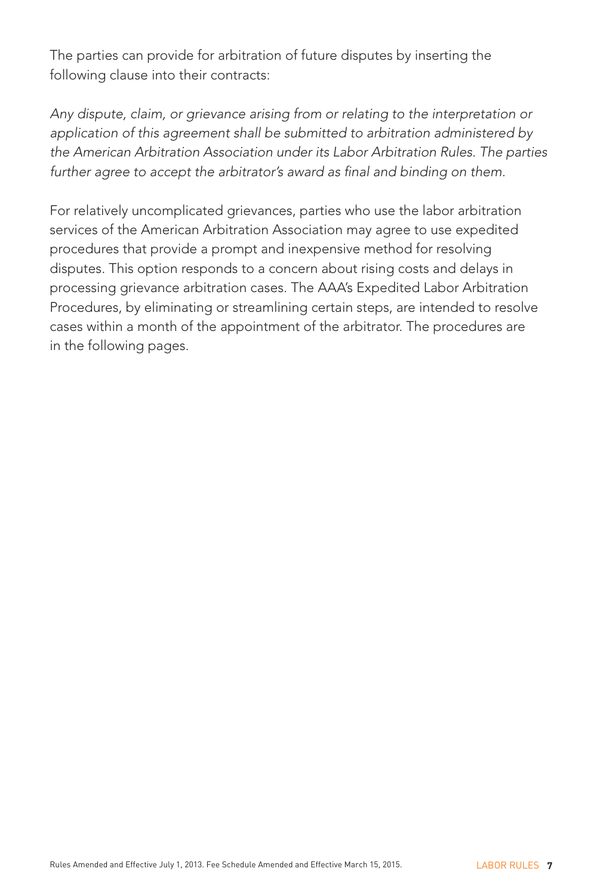The parties can provide for arbitration of future disputes by inserting the following clause into their contracts:

*Any dispute, claim, or grievance arising from or relating to the interpretation or application of this agreement shall be submitted to arbitration administered by the American Arbitration Association under its Labor Arbitration Rules. The parties further agree to accept the arbitrator's award as final and binding on them.*

For relatively uncomplicated grievances, parties who use the labor arbitration services of the American Arbitration Association may agree to use expedited procedures that provide a prompt and inexpensive method for resolving disputes. This option responds to a concern about rising costs and delays in processing grievance arbitration cases. The AAA's Expedited Labor Arbitration Procedures, by eliminating or streamlining certain steps, are intended to resolve cases within a month of the appointment of the arbitrator. The procedures are in the following pages.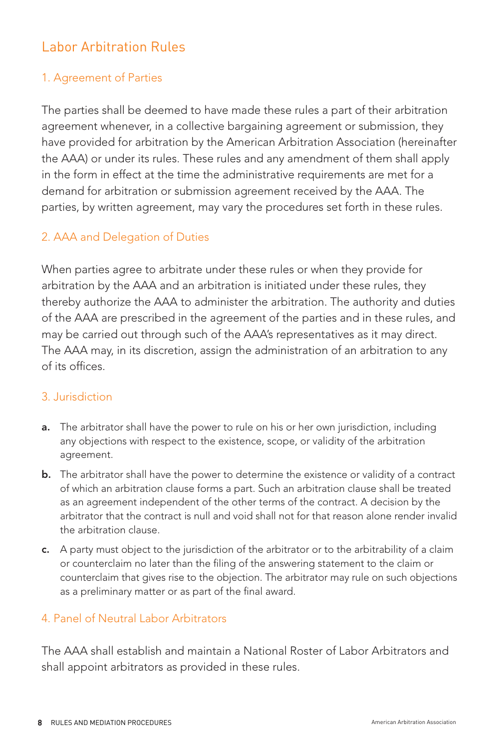# Labor Arbitration Rules

## 1. Agreement of Parties

The parties shall be deemed to have made these rules a part of their arbitration agreement whenever, in a collective bargaining agreement or submission, they have provided for arbitration by the American Arbitration Association (hereinafter the AAA) or under its rules. These rules and any amendment of them shall apply in the form in effect at the time the administrative requirements are met for a demand for arbitration or submission agreement received by the AAA. The parties, by written agreement, may vary the procedures set forth in these rules.

## 2. AAA and Delegation of Duties

When parties agree to arbitrate under these rules or when they provide for arbitration by the AAA and an arbitration is initiated under these rules, they thereby authorize the AAA to administer the arbitration. The authority and duties of the AAA are prescribed in the agreement of the parties and in these rules, and may be carried out through such of the AAA's representatives as it may direct. The AAA may, in its discretion, assign the administration of an arbitration to any of its offices.

## 3. Jurisdiction

**a.** The arbitrator shall have the power to rule on his or her own jurisdiction, including any objections with respect to the existence, scope, or validity of the arbitration agreement.

**b.** The arbitrator shall have the power to determine the existence or validity of a contract of which an arbitration clause forms a part. Such an arbitration clause shall be treated as an agreement independent of the other terms of the contract. A decision by the arbitrator that the contract is null and void shall not for that reason alone render invalid the arbitration clause.

**c.** A party must object to the jurisdiction of the arbitrator or to the arbitrability of a claim or counterclaim no later than the filing of the answering statement to the claim or counterclaim that gives rise to the objection. The arbitrator may rule on such objections as a preliminary matter or as part of the final award.

## 4. Panel of Neutral Labor Arbitrators

The AAA shall establish and maintain a National Roster of Labor Arbitrators and shall appoint arbitrators as provided in these rules.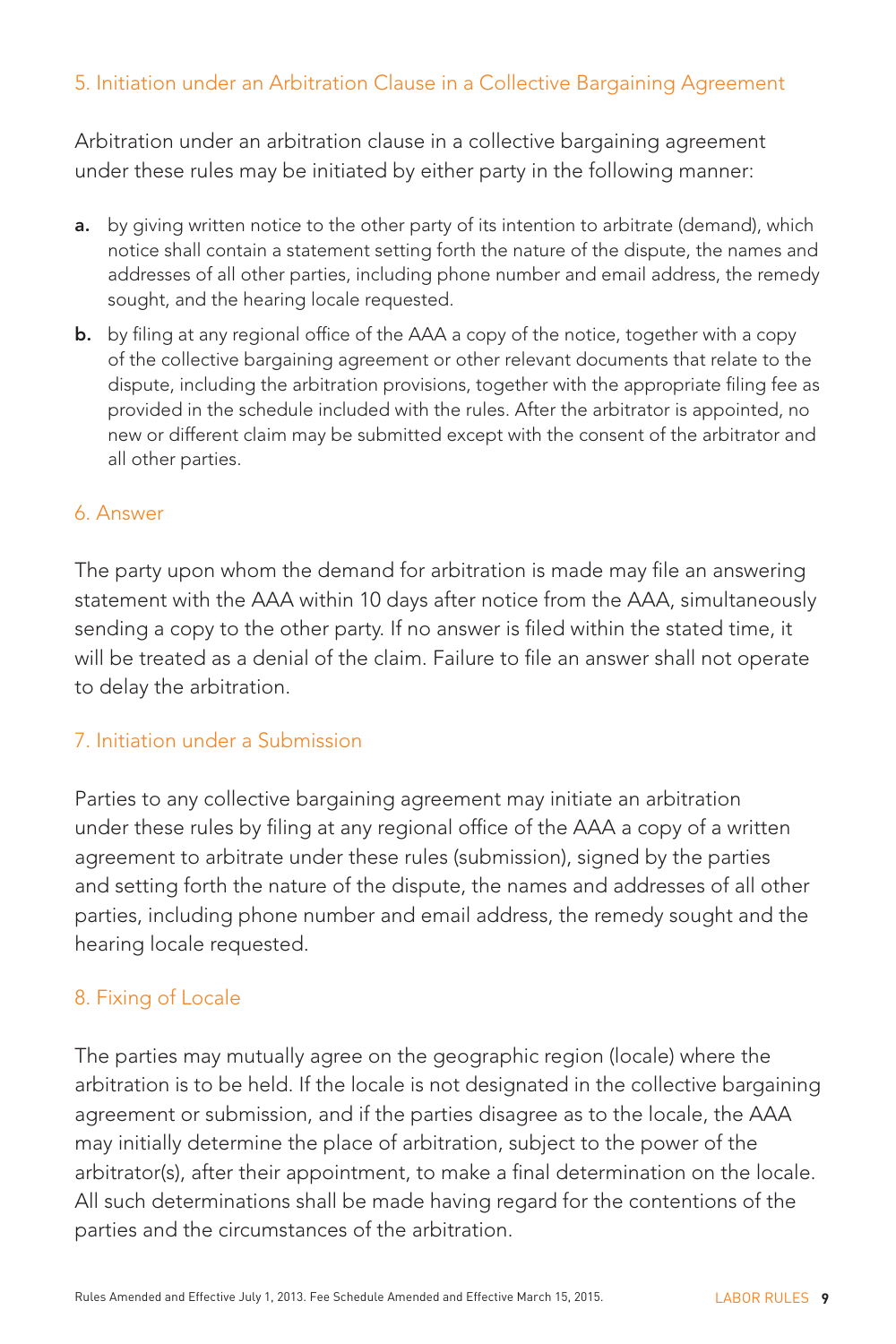## 5. Initiation under an Arbitration Clause in a Collective Bargaining Agreement

Arbitration under an arbitration clause in a collective bargaining agreement under these rules may be initiated by either party in the following manner:

**a.** by giving written notice to the other party of its intention to arbitrate (demand), which notice shall contain a statement setting forth the nature of the dispute, the names and addresses of all other parties, including phone number and email address, the remedy sought, and the hearing locale requested.

**b.** by filing at any regional office of the AAA a copy of the notice, together with a copy of the collective bargaining agreement or other relevant documents that relate to the dispute, including the arbitration provisions, together with the appropriate filing fee as provided in the schedule included with the rules. After the arbitrator is appointed, no new or different claim may be submitted except with the consent of the arbitrator and all other parties.

## 6. Answer

The party upon whom the demand for arbitration is made may file an answering statement with the AAA within 10 days after notice from the AAA, simultaneously sending a copy to the other party. If no answer is filed within the stated time, it will be treated as a denial of the claim. Failure to file an answer shall not operate to delay the arbitration.

## 7. Initiation under a Submission

Parties to any collective bargaining agreement may initiate an arbitration under these rules by filing at any regional office of the AAA a copy of a written agreement to arbitrate under these rules (submission), signed by the parties and setting forth the nature of the dispute, the names and addresses of all other parties, including phone number and email address, the remedy sought and the hearing locale requested.

## 8. Fixing of Locale

The parties may mutually agree on the geographic region (locale) where the arbitration is to be held. If the locale is not designated in the collective bargaining agreement or submission, and if the parties disagree as to the locale, the AAA may initially determine the place of arbitration, subject to the power of the arbitrator(s), after their appointment, to make a final determination on the locale. All such determinations shall be made having regard for the contentions of the parties and the circumstances of the arbitration.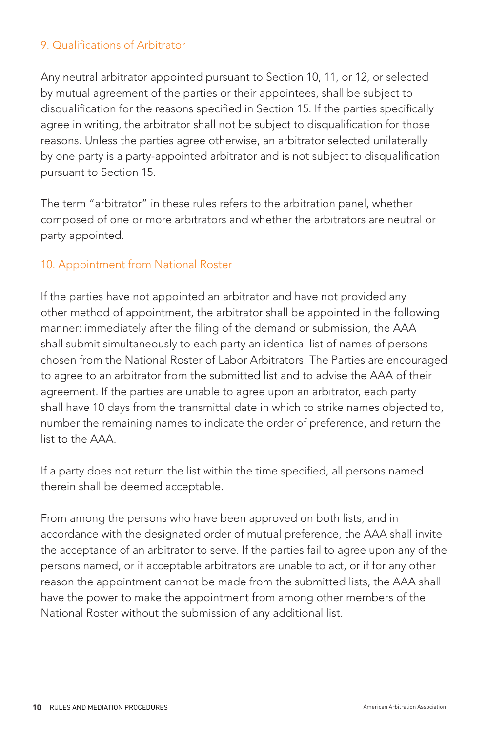## 9. Qualifications of Arbitrator

Any neutral arbitrator appointed pursuant to Section 10, 11, or 12, or selected by mutual agreement of the parties or their appointees, shall be subject to disqualification for the reasons specified in Section 15. If the parties specifically agree in writing, the arbitrator shall not be subject to disqualification for those reasons. Unless the parties agree otherwise, an arbitrator selected unilaterally by one party is a party-appointed arbitrator and is not subject to disqualification pursuant to Section 15.

The term "arbitrator" in these rules refers to the arbitration panel, whether composed of one or more arbitrators and whether the arbitrators are neutral or party appointed.

## 10. Appointment from National Roster

If the parties have not appointed an arbitrator and have not provided any other method of appointment, the arbitrator shall be appointed in the following manner: immediately after the filing of the demand or submission, the AAA shall submit simultaneously to each party an identical list of names of persons chosen from the National Roster of Labor Arbitrators. The Parties are encouraged to agree to an arbitrator from the submitted list and to advise the AAA of their agreement. If the parties are unable to agree upon an arbitrator, each party shall have 10 days from the transmittal date in which to strike names objected to, number the remaining names to indicate the order of preference, and return the list to the AAA.

If a party does not return the list within the time specified, all persons named therein shall be deemed acceptable.

From among the persons who have been approved on both lists, and in accordance with the designated order of mutual preference, the AAA shall invite the acceptance of an arbitrator to serve. If the parties fail to agree upon any of the persons named, or if acceptable arbitrators are unable to act, or if for any other reason the appointment cannot be made from the submitted lists, the AAA shall have the power to make the appointment from among other members of the National Roster without the submission of any additional list.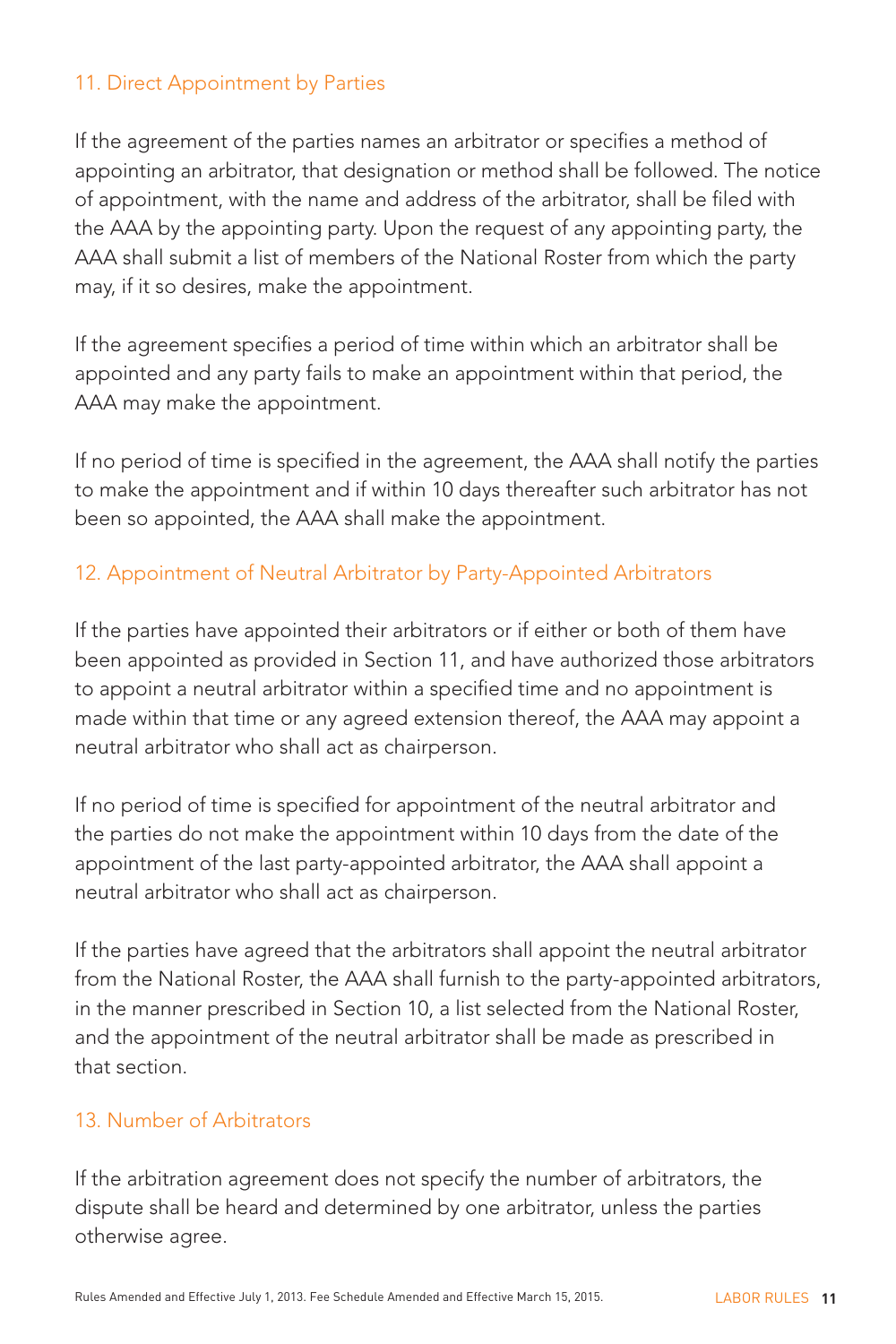## 11. Direct Appointment by Parties

If the agreement of the parties names an arbitrator or specifies a method of appointing an arbitrator, that designation or method shall be followed. The notice of appointment, with the name and address of the arbitrator, shall be filed with the AAA by the appointing party. Upon the request of any appointing party, the AAA shall submit a list of members of the National Roster from which the party may, if it so desires, make the appointment.

If the agreement specifies a period of time within which an arbitrator shall be appointed and any party fails to make an appointment within that period, the AAA may make the appointment.

If no period of time is specified in the agreement, the AAA shall notify the parties to make the appointment and if within 10 days thereafter such arbitrator has not been so appointed, the AAA shall make the appointment.

## 12. Appointment of Neutral Arbitrator by Party-Appointed Arbitrators

If the parties have appointed their arbitrators or if either or both of them have been appointed as provided in Section 11, and have authorized those arbitrators to appoint a neutral arbitrator within a specified time and no appointment is made within that time or any agreed extension thereof, the AAA may appoint a neutral arbitrator who shall act as chairperson.

If no period of time is specified for appointment of the neutral arbitrator and the parties do not make the appointment within 10 days from the date of the appointment of the last party-appointed arbitrator, the AAA shall appoint a neutral arbitrator who shall act as chairperson.

If the parties have agreed that the arbitrators shall appoint the neutral arbitrator from the National Roster, the AAA shall furnish to the party-appointed arbitrators, in the manner prescribed in Section 10, a list selected from the National Roster, and the appointment of the neutral arbitrator shall be made as prescribed in that section.

## 13. Number of Arbitrators

If the arbitration agreement does not specify the number of arbitrators, the dispute shall be heard and determined by one arbitrator, unless the parties otherwise agree.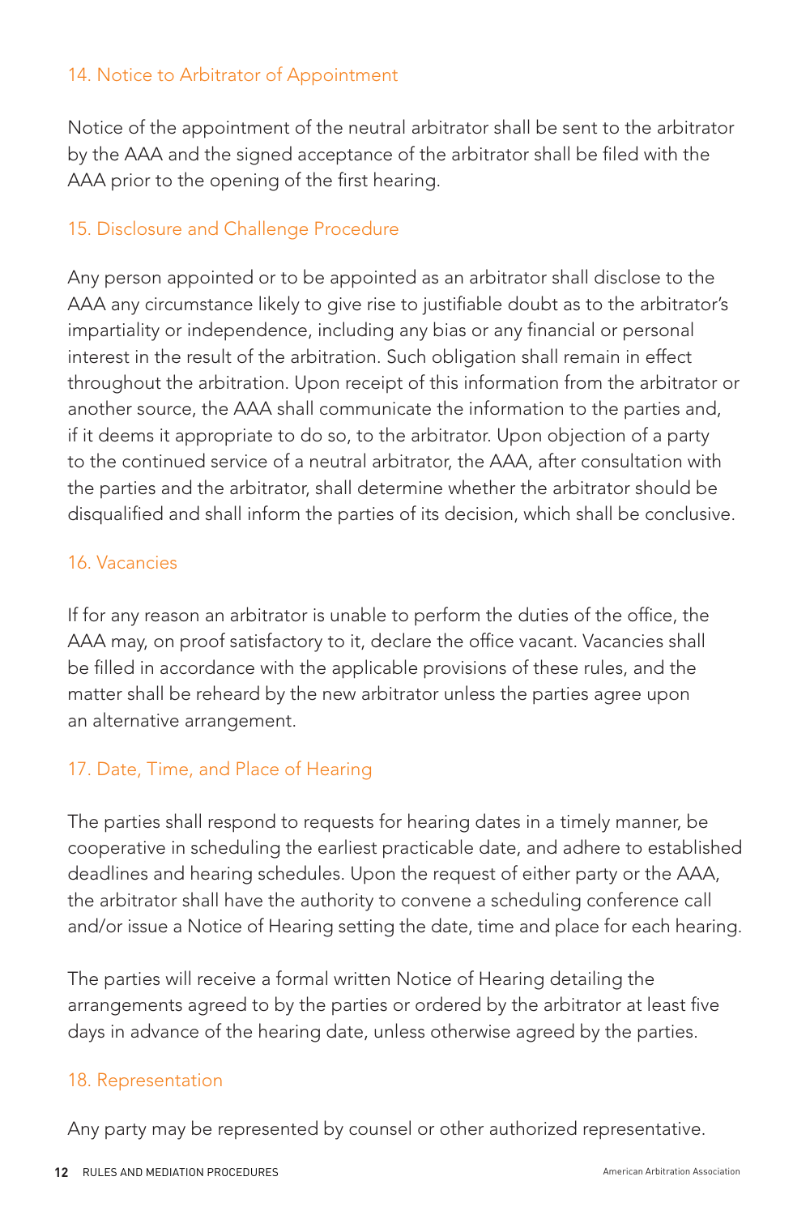### 14. Notice to Arbitrator of Appointment

Notice of the appointment of the neutral arbitrator shall be sent to the arbitrator by the AAA and the signed acceptance of the arbitrator shall be filed with the AAA prior to the opening of the first hearing.

### 15. Disclosure and Challenge Procedure

Any person appointed or to be appointed as an arbitrator shall disclose to the AAA any circumstance likely to give rise to justifiable doubt as to the arbitrator's impartiality or independence, including any bias or any financial or personal interest in the result of the arbitration. Such obligation shall remain in effect throughout the arbitration. Upon receipt of this information from the arbitrator or another source, the AAA shall communicate the information to the parties and, if it deems it appropriate to do so, to the arbitrator. Upon objection of a party to the continued service of a neutral arbitrator, the AAA, after consultation with the parties and the arbitrator, shall determine whether the arbitrator should be disqualified and shall inform the parties of its decision, which shall be conclusive.

### 16. Vacancies

If for any reason an arbitrator is unable to perform the duties of the office, the AAA may, on proof satisfactory to it, declare the office vacant. Vacancies shall be filled in accordance with the applicable provisions of these rules, and the matter shall be reheard by the new arbitrator unless the parties agree upon an alternative arrangement.

### 17. Date, Time, and Place of Hearing

The parties shall respond to requests for hearing dates in a timely manner, be cooperative in scheduling the earliest practicable date, and adhere to established deadlines and hearing schedules. Upon the request of either party or the AAA, the arbitrator shall have the authority to convene a scheduling conference call and/or issue a Notice of Hearing setting the date, time and place for each hearing.

The parties will receive a formal written Notice of Hearing detailing the arrangements agreed to by the parties or ordered by the arbitrator at least five days in advance of the hearing date, unless otherwise agreed by the parties.

### 18. Representation

Any party may be represented by counsel or other authorized representative.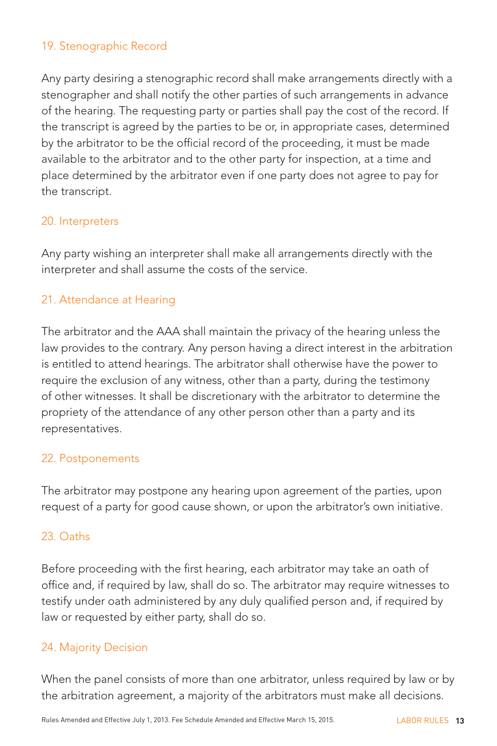## 19. Stenographic Record

Any party desiring a stenographic record shall make arrangements directly with a stenographer and shall notify the other parties of such arrangements in advance of the hearing. The requesting party or parties shall pay the cost of the record. If the transcript is agreed by the parties to be or, in appropriate cases, determined by the arbitrator to be the official record of the proceeding, it must be made available to the arbitrator and to the other party for inspection, at a time and place determined by the arbitrator even if one party does not agree to pay for the transcript.

## 20. Interpreters

Any party wishing an interpreter shall make all arrangements directly with the interpreter and shall assume the costs of the service.

## 21. Attendance at Hearing

The arbitrator and the AAA shall maintain the privacy of the hearing unless the law provides to the contrary. Any person having a direct interest in the arbitration is entitled to attend hearings. The arbitrator shall otherwise have the power to require the exclusion of any witness, other than a party, during the testimony of other witnesses. It shall be discretionary with the arbitrator to determine the propriety of the attendance of any other person other than a party and its representatives.

## 22. Postponements

The arbitrator may postpone any hearing upon agreement of the parties, upon request of a party for good cause shown, or upon the arbitrator's own initiative.

## 23. Oaths

Before proceeding with the first hearing, each arbitrator may take an oath of office and, if required by law, shall do so. The arbitrator may require witnesses to testify under oath administered by any duly qualified person and, if required by law or requested by either party, shall do so.

## 24. Majority Decision

When the panel consists of more than one arbitrator, unless required by law or by the arbitration agreement, a majority of the arbitrators must make all decisions.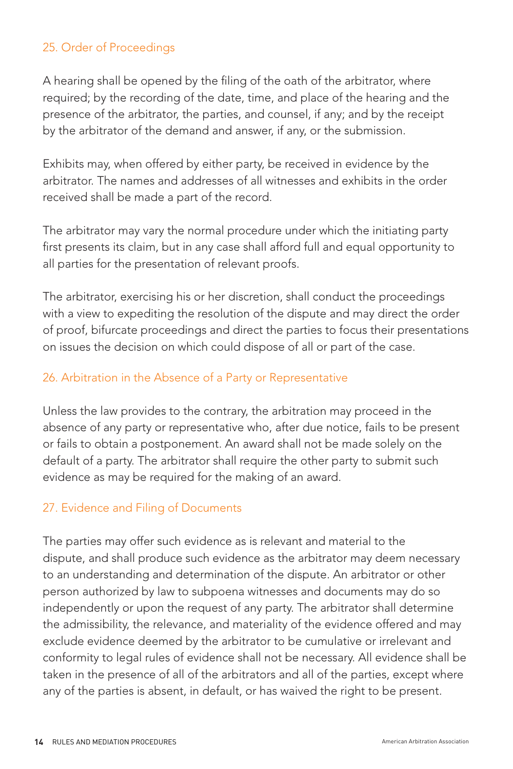## 25. Order of Proceedings

A hearing shall be opened by the filing of the oath of the arbitrator, where required; by the recording of the date, time, and place of the hearing and the presence of the arbitrator, the parties, and counsel, if any; and by the receipt by the arbitrator of the demand and answer, if any, or the submission.

Exhibits may, when offered by either party, be received in evidence by the arbitrator. The names and addresses of all witnesses and exhibits in the order received shall be made a part of the record.

The arbitrator may vary the normal procedure under which the initiating party first presents its claim, but in any case shall afford full and equal opportunity to all parties for the presentation of relevant proofs.

The arbitrator, exercising his or her discretion, shall conduct the proceedings with a view to expediting the resolution of the dispute and may direct the order of proof, bifurcate proceedings and direct the parties to focus their presentations on issues the decision on which could dispose of all or part of the case.

## 26. Arbitration in the Absence of a Party or Representative

Unless the law provides to the contrary, the arbitration may proceed in the absence of any party or representative who, after due notice, fails to be present or fails to obtain a postponement. An award shall not be made solely on the default of a party. The arbitrator shall require the other party to submit such evidence as may be required for the making of an award.

## 27. Evidence and Filing of Documents

The parties may offer such evidence as is relevant and material to the dispute, and shall produce such evidence as the arbitrator may deem necessary to an understanding and determination of the dispute. An arbitrator or other person authorized by law to subpoena witnesses and documents may do so independently or upon the request of any party. The arbitrator shall determine the admissibility, the relevance, and materiality of the evidence offered and may exclude evidence deemed by the arbitrator to be cumulative or irrelevant and conformity to legal rules of evidence shall not be necessary. All evidence shall be taken in the presence of all of the arbitrators and all of the parties, except where any of the parties is absent, in default, or has waived the right to be present.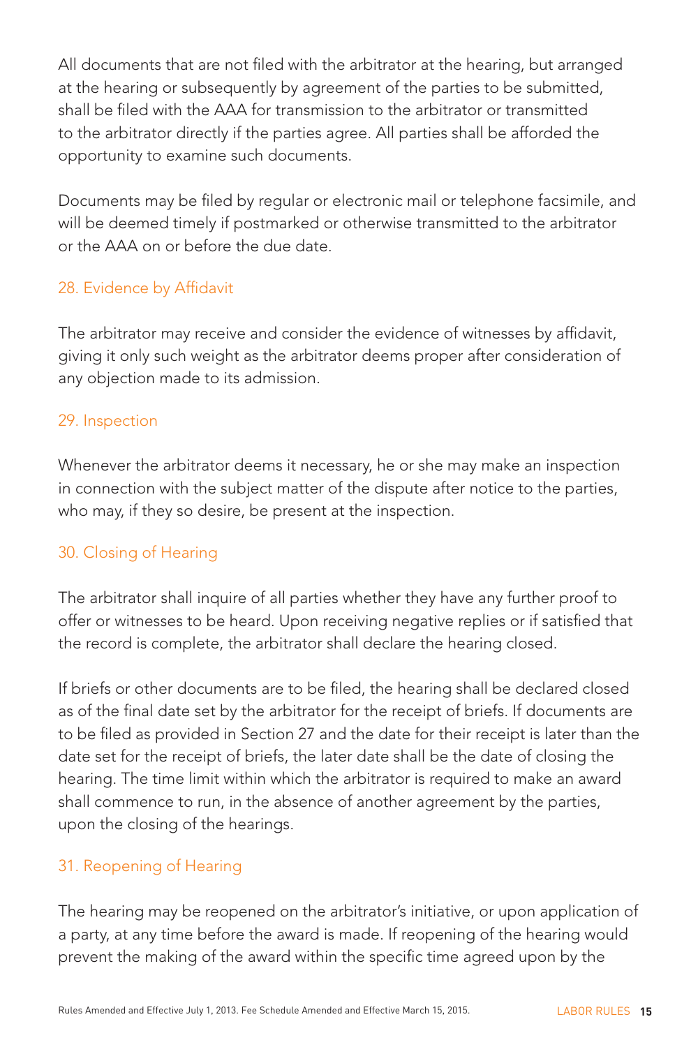All documents that are not filed with the arbitrator at the hearing, but arranged at the hearing or subsequently by agreement of the parties to be submitted, shall be filed with the AAA for transmission to the arbitrator or transmitted to the arbitrator directly if the parties agree. All parties shall be afforded the opportunity to examine such documents.

Documents may be filed by regular or electronic mail or telephone facsimile, and will be deemed timely if postmarked or otherwise transmitted to the arbitrator or the AAA on or before the due date.

## 28. Evidence by Affidavit

The arbitrator may receive and consider the evidence of witnesses by affidavit, giving it only such weight as the arbitrator deems proper after consideration of any objection made to its admission.

## 29. Inspection

Whenever the arbitrator deems it necessary, he or she may make an inspection in connection with the subject matter of the dispute after notice to the parties, who may, if they so desire, be present at the inspection.

## 30. Closing of Hearing

The arbitrator shall inquire of all parties whether they have any further proof to offer or witnesses to be heard. Upon receiving negative replies or if satisfied that the record is complete, the arbitrator shall declare the hearing closed.

If briefs or other documents are to be filed, the hearing shall be declared closed as of the final date set by the arbitrator for the receipt of briefs. If documents are to be filed as provided in Section 27 and the date for their receipt is later than the date set for the receipt of briefs, the later date shall be the date of closing the hearing. The time limit within which the arbitrator is required to make an award shall commence to run, in the absence of another agreement by the parties, upon the closing of the hearings.

## 31. Reopening of Hearing

The hearing may be reopened on the arbitrator's initiative, or upon application of a party, at any time before the award is made. If reopening of the hearing would prevent the making of the award within the specific time agreed upon by the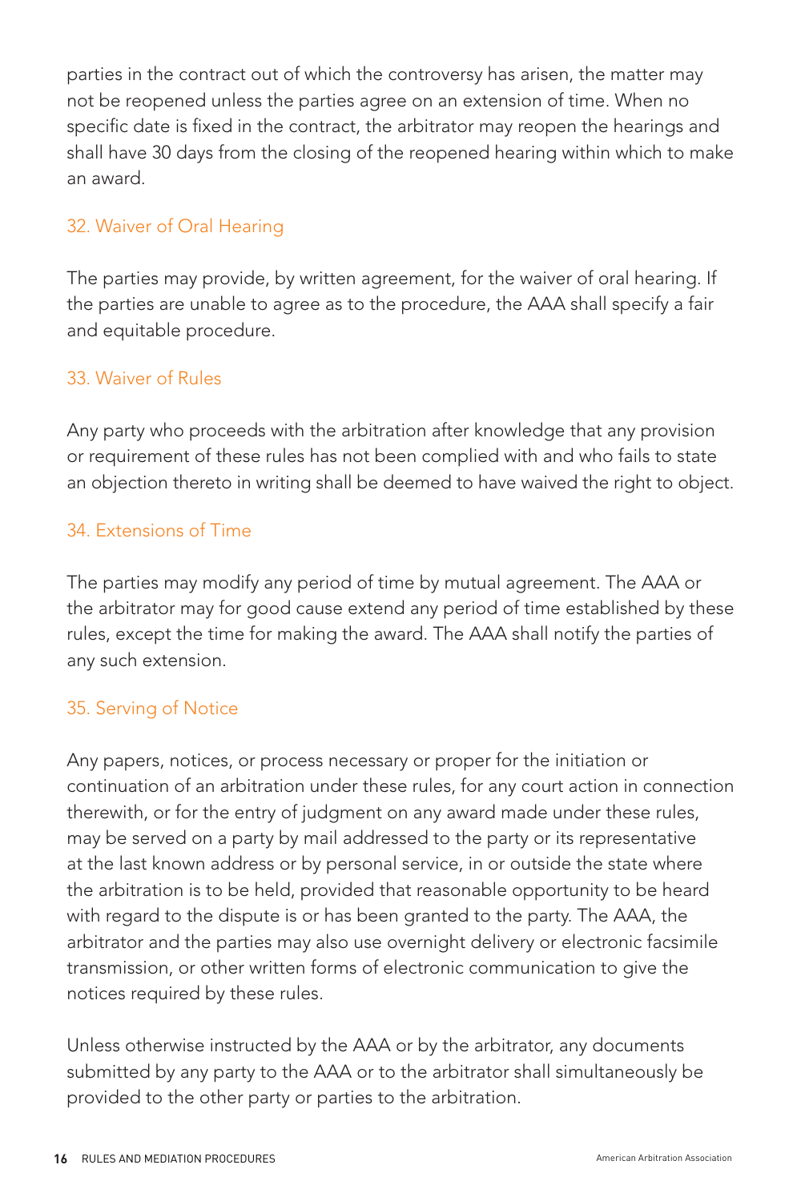parties in the contract out of which the controversy has arisen, the matter may not be reopened unless the parties agree on an extension of time. When no specific date is fixed in the contract, the arbitrator may reopen the hearings and shall have 30 days from the closing of the reopened hearing within which to make an award.

## 32. Waiver of Oral Hearing

The parties may provide, by written agreement, for the waiver of oral hearing. If the parties are unable to agree as to the procedure, the AAA shall specify a fair and equitable procedure.

## 33. Waiver of Rules

Any party who proceeds with the arbitration after knowledge that any provision or requirement of these rules has not been complied with and who fails to state an objection thereto in writing shall be deemed to have waived the right to object.

## 34. Extensions of Time

The parties may modify any period of time by mutual agreement. The AAA or the arbitrator may for good cause extend any period of time established by these rules, except the time for making the award. The AAA shall notify the parties of any such extension.

## 35. Serving of Notice

Any papers, notices, or process necessary or proper for the initiation or continuation of an arbitration under these rules, for any court action in connection therewith, or for the entry of judgment on any award made under these rules, may be served on a party by mail addressed to the party or its representative at the last known address or by personal service, in or outside the state where the arbitration is to be held, provided that reasonable opportunity to be heard with regard to the dispute is or has been granted to the party. The AAA, the arbitrator and the parties may also use overnight delivery or electronic facsimile transmission, or other written forms of electronic communication to give the notices required by these rules.

Unless otherwise instructed by the AAA or by the arbitrator, any documents submitted by any party to the AAA or to the arbitrator shall simultaneously be provided to the other party or parties to the arbitration.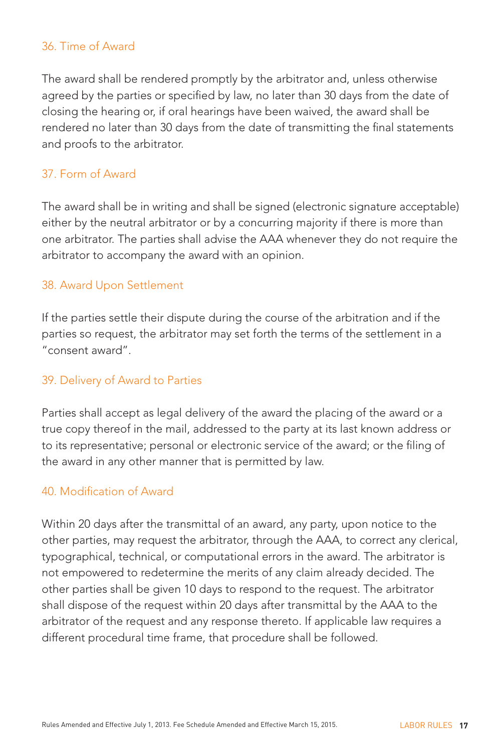## 36. Time of Award

The award shall be rendered promptly by the arbitrator and, unless otherwise agreed by the parties or specified by law, no later than 30 days from the date of closing the hearing or, if oral hearings have been waived, the award shall be rendered no later than 30 days from the date of transmitting the final statements and proofs to the arbitrator.

## 37. Form of Award

The award shall be in writing and shall be signed (electronic signature acceptable) either by the neutral arbitrator or by a concurring majority if there is more than one arbitrator. The parties shall advise the AAA whenever they do not require the arbitrator to accompany the award with an opinion.

## 38. Award Upon Settlement

If the parties settle their dispute during the course of the arbitration and if the parties so request, the arbitrator may set forth the terms of the settlement in a "consent award".

## 39. Delivery of Award to Parties

Parties shall accept as legal delivery of the award the placing of the award or a true copy thereof in the mail, addressed to the party at its last known address or to its representative; personal or electronic service of the award; or the filing of the award in any other manner that is permitted by law.

## 40. Modification of Award

Within 20 days after the transmittal of an award, any party, upon notice to the other parties, may request the arbitrator, through the AAA, to correct any clerical, typographical, technical, or computational errors in the award. The arbitrator is not empowered to redetermine the merits of any claim already decided. The other parties shall be given 10 days to respond to the request. The arbitrator shall dispose of the request within 20 days after transmittal by the AAA to the arbitrator of the request and any response thereto. If applicable law requires a different procedural time frame, that procedure shall be followed.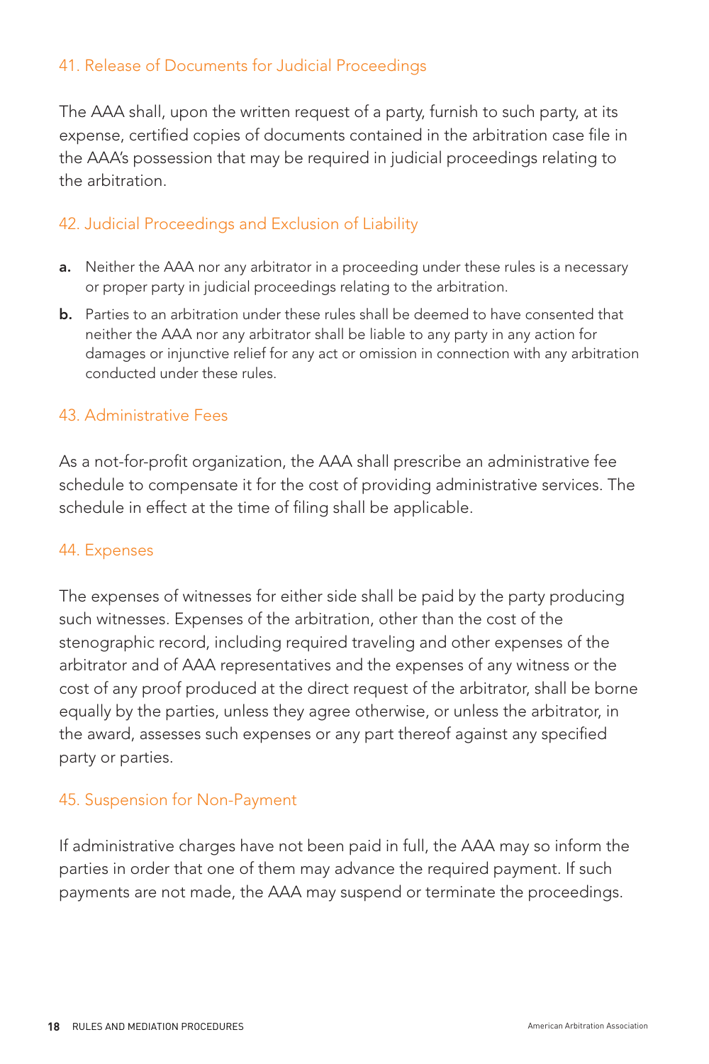## 41. Release of Documents for Judicial Proceedings

The AAA shall, upon the written request of a party, furnish to such party, at its expense, certified copies of documents contained in the arbitration case file in the AAA's possession that may be required in judicial proceedings relating to the arbitration.

## 42. Judicial Proceedings and Exclusion of Liability

**a.** Neither the AAA nor any arbitrator in a proceeding under these rules is a necessary or proper party in judicial proceedings relating to the arbitration.

**b.** Parties to an arbitration under these rules shall be deemed to have consented that neither the AAA nor any arbitrator shall be liable to any party in any action for damages or injunctive relief for any act or omission in connection with any arbitration conducted under these rules.

## 43. Administrative Fees

As a not-for-profit organization, the AAA shall prescribe an administrative fee schedule to compensate it for the cost of providing administrative services. The schedule in effect at the time of filing shall be applicable.

## 44. Expenses

The expenses of witnesses for either side shall be paid by the party producing such witnesses. Expenses of the arbitration, other than the cost of the stenographic record, including required traveling and other expenses of the arbitrator and of AAA representatives and the expenses of any witness or the cost of any proof produced at the direct request of the arbitrator, shall be borne equally by the parties, unless they agree otherwise, or unless the arbitrator, in the award, assesses such expenses or any part thereof against any specified party or parties.

## 45. Suspension for Non-Payment

If administrative charges have not been paid in full, the AAA may so inform the parties in order that one of them may advance the required payment. If such payments are not made, the AAA may suspend or terminate the proceedings.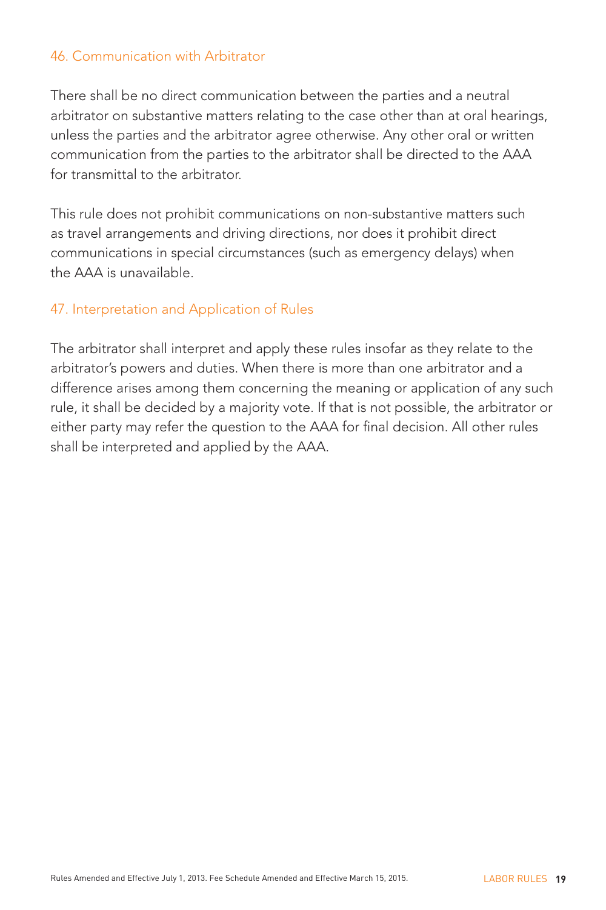### 46. Communication with Arbitrator

There shall be no direct communication between the parties and a neutral arbitrator on substantive matters relating to the case other than at oral hearings, unless the parties and the arbitrator agree otherwise. Any other oral or written communication from the parties to the arbitrator shall be directed to the AAA for transmittal to the arbitrator.

This rule does not prohibit communications on non-substantive matters such as travel arrangements and driving directions, nor does it prohibit direct communications in special circumstances (such as emergency delays) when the AAA is unavailable.

### 47. Interpretation and Application of Rules

The arbitrator shall interpret and apply these rules insofar as they relate to the arbitrator's powers and duties. When there is more than one arbitrator and a difference arises among them concerning the meaning or application of any such rule, it shall be decided by a majority vote. If that is not possible, the arbitrator or either party may refer the question to the AAA for final decision. All other rules shall be interpreted and applied by the AAA.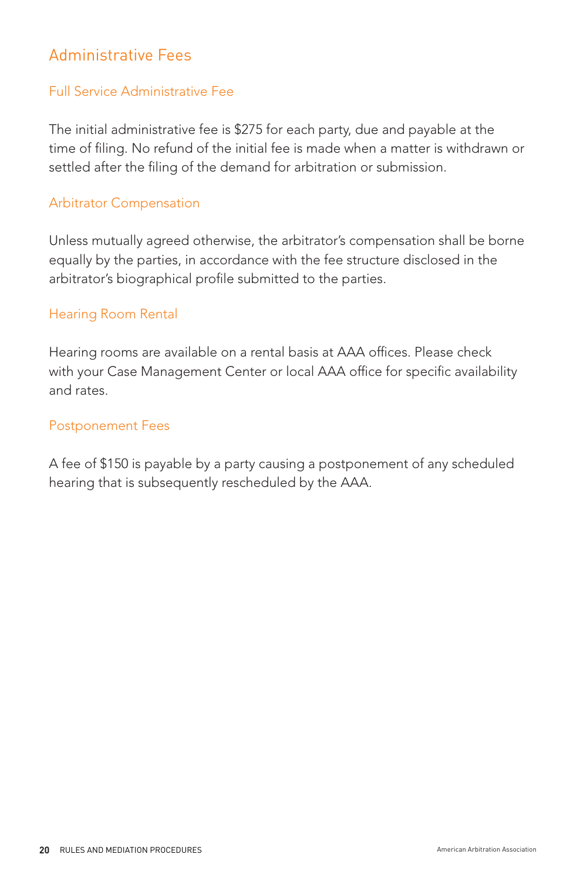## Administrative Fees

### Full Service Administrative Fee

The initial administrative fee is $275 for each party, due and payable at the time of filing. No refund of the initial fee is made when a matter is withdrawn or settled after the filing of the demand for arbitration or submission.

### Arbitrator Compensation

Unless mutually agreed otherwise, the arbitrator's compensation shall be borne equally by the parties, in accordance with the fee structure disclosed in the arbitrator's biographical profile submitted to the parties.

### Hearing Room Rental

Hearing rooms are available on a rental basis at AAA offices. Please check with your Case Management Center or local AAA office for specific availability and rates.

### Postponement Fees

A fee of $150 is payable by a party causing a postponement of any scheduled hearing that is subsequently rescheduled by the AAA.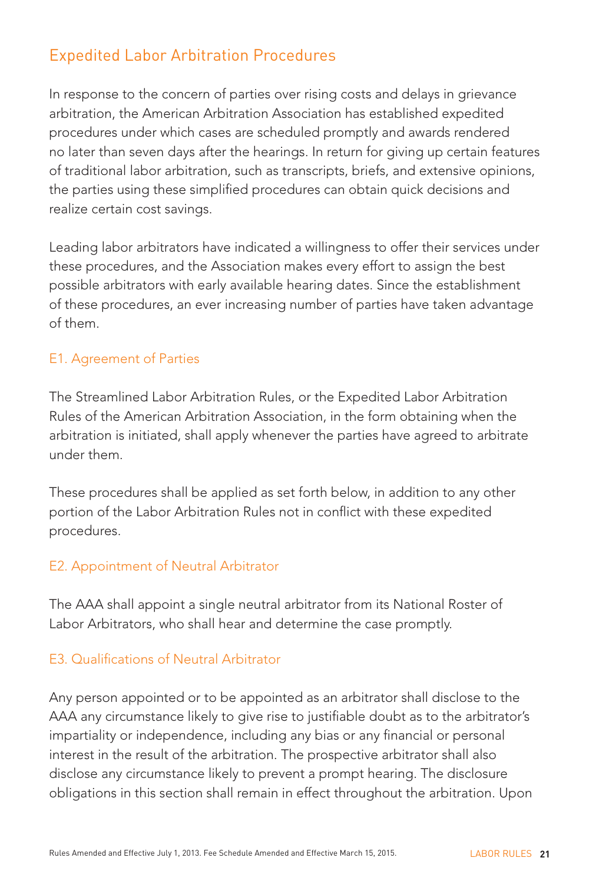## Expedited Labor Arbitration Procedures

In response to the concern of parties over rising costs and delays in grievance arbitration, the American Arbitration Association has established expedited procedures under which cases are scheduled promptly and awards rendered no later than seven days after the hearings. In return for giving up certain features of traditional labor arbitration, such as transcripts, briefs, and extensive opinions, the parties using these simplified procedures can obtain quick decisions and realize certain cost savings.

Leading labor arbitrators have indicated a willingness to offer their services under these procedures, and the Association makes every effort to assign the best possible arbitrators with early available hearing dates. Since the establishment of these procedures, an ever increasing number of parties have taken advantage of them.

### E1. Agreement of Parties

The Streamlined Labor Arbitration Rules, or the Expedited Labor Arbitration Rules of the American Arbitration Association, in the form obtaining when the arbitration is initiated, shall apply whenever the parties have agreed to arbitrate under them.

These procedures shall be applied as set forth below, in addition to any other portion of the Labor Arbitration Rules not in conflict with these expedited procedures.

### E2. Appointment of Neutral Arbitrator

The AAA shall appoint a single neutral arbitrator from its National Roster of Labor Arbitrators, who shall hear and determine the case promptly.

### E3. Qualifications of Neutral Arbitrator

Any person appointed or to be appointed as an arbitrator shall disclose to the AAA any circumstance likely to give rise to justifiable doubt as to the arbitrator's impartiality or independence, including any bias or any financial or personal interest in the result of the arbitration. The prospective arbitrator shall also disclose any circumstance likely to prevent a prompt hearing. The disclosure obligations in this section shall remain in effect throughout the arbitration. Upon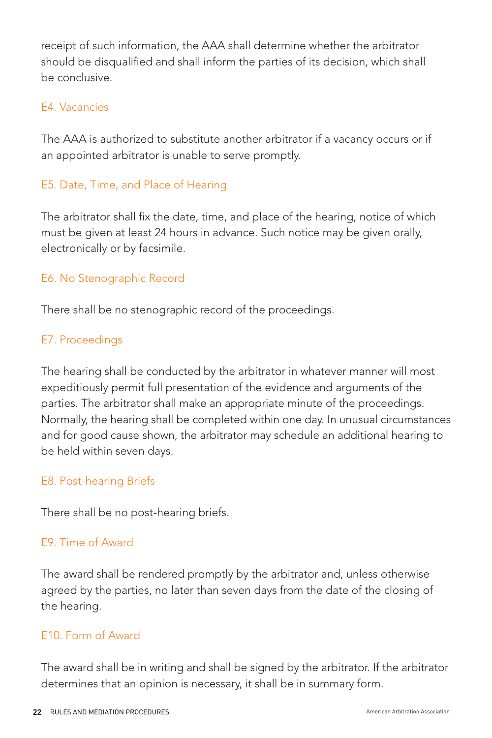receipt of such information, the AAA shall determine whether the arbitrator should be disqualified and shall inform the parties of its decision, which shall be conclusive.

### E4. Vacancies

The AAA is authorized to substitute another arbitrator if a vacancy occurs or if an appointed arbitrator is unable to serve promptly.

### E5. Date, Time, and Place of Hearing

The arbitrator shall fix the date, time, and place of the hearing, notice of which must be given at least 24 hours in advance. Such notice may be given orally, electronically or by facsimile.

### E6. No Stenographic Record

There shall be no stenographic record of the proceedings.

### E7. Proceedings

The hearing shall be conducted by the arbitrator in whatever manner will most expeditiously permit full presentation of the evidence and arguments of the parties. The arbitrator shall make an appropriate minute of the proceedings. Normally, the hearing shall be completed within one day. In unusual circumstances and for good cause shown, the arbitrator may schedule an additional hearing to be held within seven days.

### E8. Post-hearing Briefs

There shall be no post-hearing briefs.

### E9. Time of Award

The award shall be rendered promptly by the arbitrator and, unless otherwise agreed by the parties, no later than seven days from the date of the closing of the hearing.

### E10. Form of Award

The award shall be in writing and shall be signed by the arbitrator. If the arbitrator determines that an opinion is necessary, it shall be in summary form.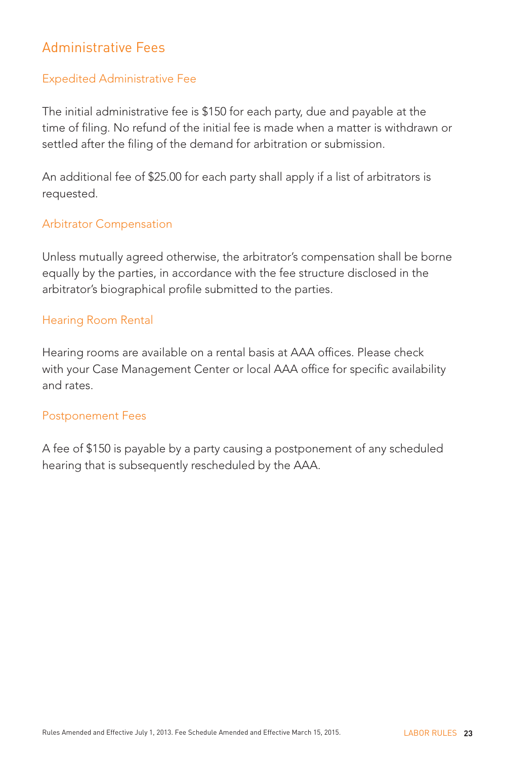## Administrative Fees

### Expedited Administrative Fee

The initial administrative fee is $150 for each party, due and payable at the time of filing. No refund of the initial fee is made when a matter is withdrawn or settled after the filing of the demand for arbitration or submission.

An additional fee of $25.00 for each party shall apply if a list of arbitrators is requested.

### Arbitrator Compensation

Unless mutually agreed otherwise, the arbitrator's compensation shall be borne equally by the parties, in accordance with the fee structure disclosed in the arbitrator's biographical profile submitted to the parties.

### Hearing Room Rental

Hearing rooms are available on a rental basis at AAA offices. Please check with your Case Management Center or local AAA office for specific availability and rates.

### Postponement Fees

A fee of $150 is payable by a party causing a postponement of any scheduled hearing that is subsequently rescheduled by the AAA.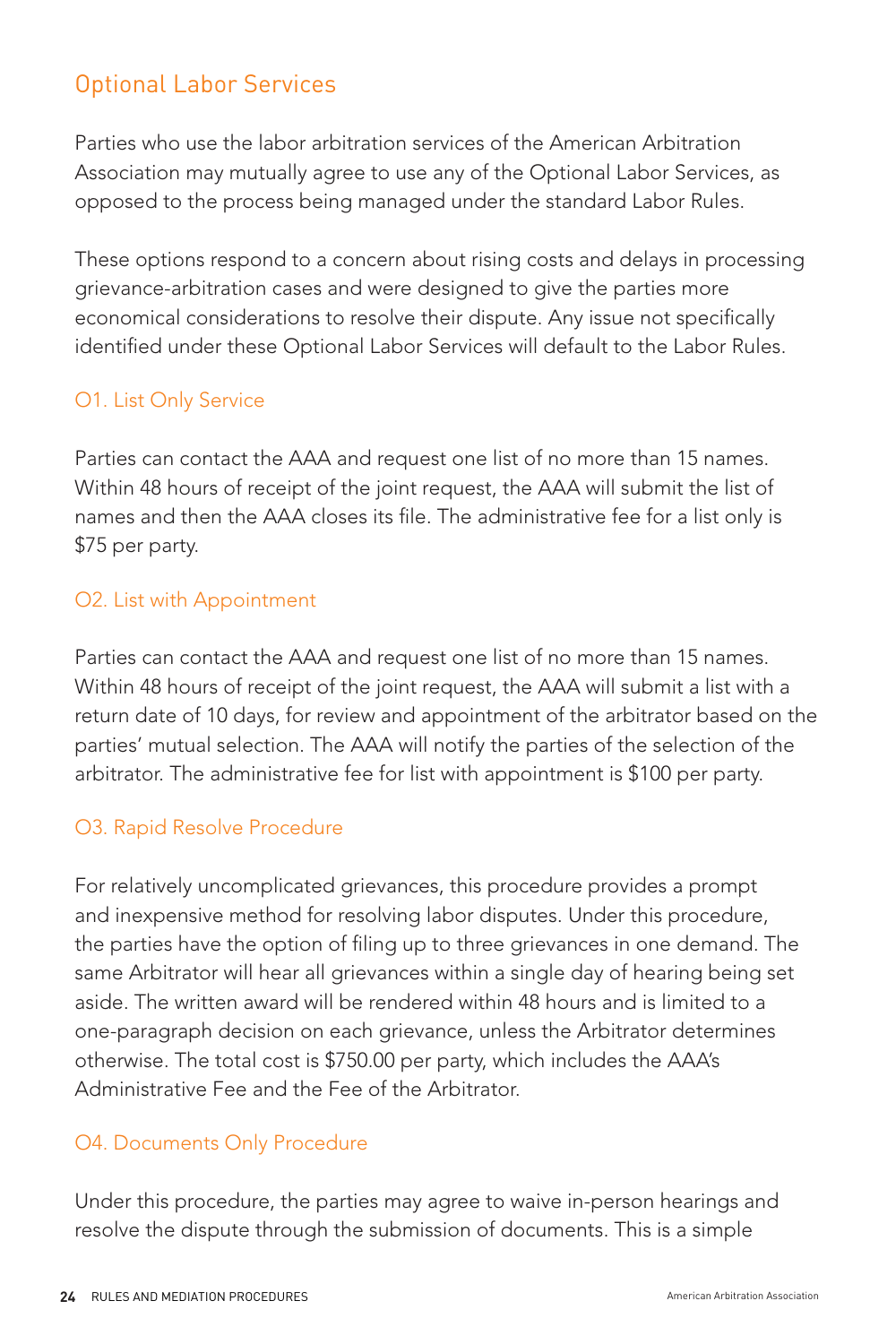## Optional Labor Services

Parties who use the labor arbitration services of the American Arbitration Association may mutually agree to use any of the Optional Labor Services, as opposed to the process being managed under the standard Labor Rules.

These options respond to a concern about rising costs and delays in processing grievance-arbitration cases and were designed to give the parties more economical considerations to resolve their dispute. Any issue not specifically identified under these Optional Labor Services will default to the Labor Rules.

### O1. List Only Service

Parties can contact the AAA and request one list of no more than 15 names. Within 48 hours of receipt of the joint request, the AAA will submit the list of names and then the AAA closes its file. The administrative fee for a list only is $75 per party.

### O2. List with Appointment

Parties can contact the AAA and request one list of no more than 15 names. Within 48 hours of receipt of the joint request, the AAA will submit a list with a return date of 10 days, for review and appointment of the arbitrator based on the parties' mutual selection. The AAA will notify the parties of the selection of the arbitrator. The administrative fee for list with appointment is $100 per party.

### O3. Rapid Resolve Procedure

For relatively uncomplicated grievances, this procedure provides a prompt and inexpensive method for resolving labor disputes. Under this procedure, the parties have the option of filing up to three grievances in one demand. The same Arbitrator will hear all grievances within a single day of hearing being set aside. The written award will be rendered within 48 hours and is limited to a one-paragraph decision on each grievance, unless the Arbitrator determines otherwise. The total cost is $750.00 per party, which includes the AAA's Administrative Fee and the Fee of the Arbitrator.

### O4. Documents Only Procedure

Under this procedure, the parties may agree to waive in-person hearings and resolve the dispute through the submission of documents. This is a simple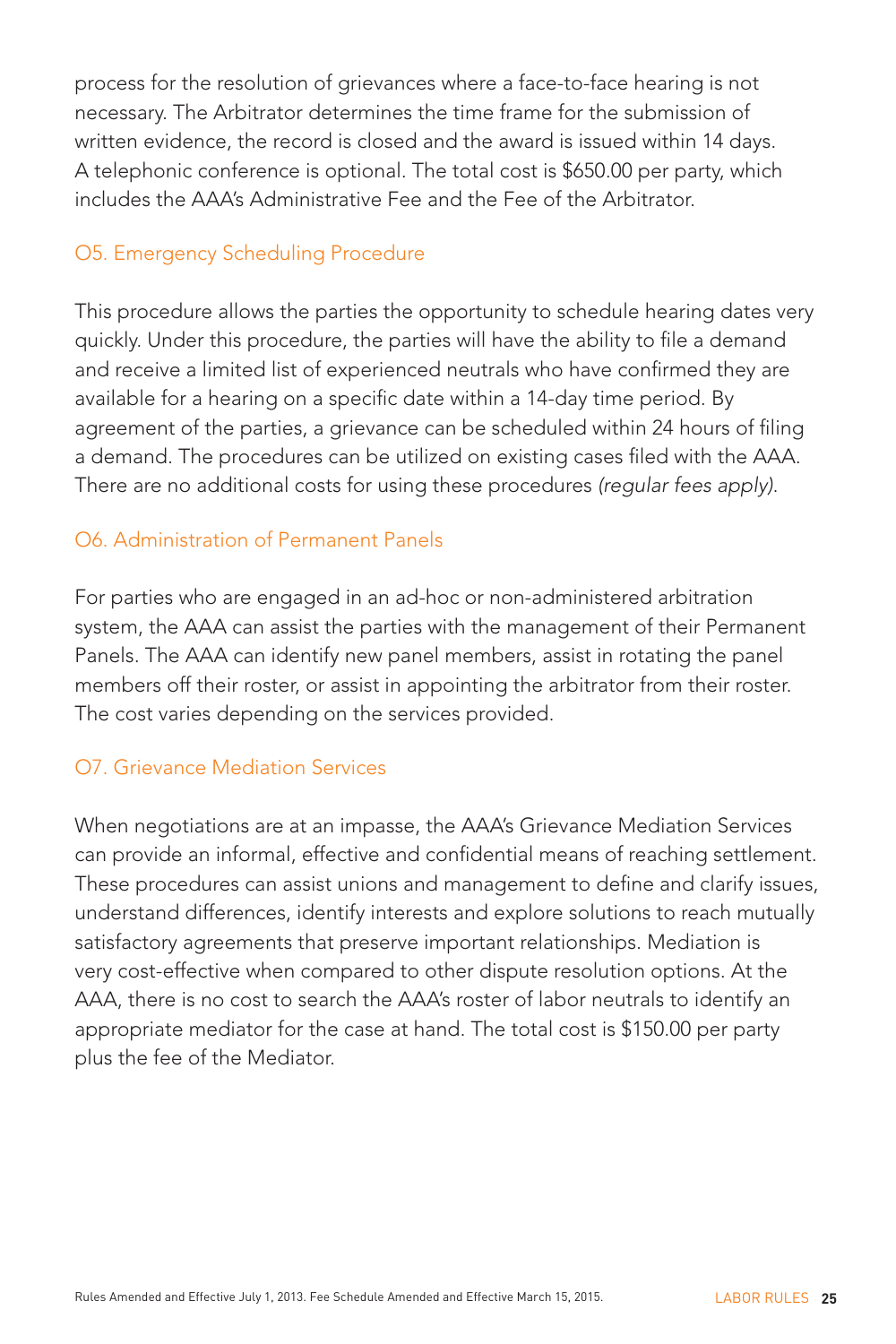process for the resolution of grievances where a face-to-face hearing is not necessary. The Arbitrator determines the time frame for the submission of written evidence, the record is closed and the award is issued within 14 days. A telephonic conference is optional. The total cost is $650.00 per party, which includes the AAA's Administrative Fee and the Fee of the Arbitrator.

### O5. Emergency Scheduling Procedure

This procedure allows the parties the opportunity to schedule hearing dates very quickly. Under this procedure, the parties will have the ability to file a demand and receive a limited list of experienced neutrals who have confirmed they are available for a hearing on a specific date within a 14-day time period. By agreement of the parties, a grievance can be scheduled within 24 hours of filing a demand. The procedures can be utilized on existing cases filed with the AAA. There are no additional costs for using these procedures *(regular fees apply)*.

### O6. Administration of Permanent Panels

For parties who are engaged in an ad-hoc or non-administered arbitration system, the AAA can assist the parties with the management of their Permanent Panels. The AAA can identify new panel members, assist in rotating the panel members off their roster, or assist in appointing the arbitrator from their roster. The cost varies depending on the services provided.

### O7. Grievance Mediation Services

When negotiations are at an impasse, the AAA's Grievance Mediation Services can provide an informal, effective and confidential means of reaching settlement. These procedures can assist unions and management to define and clarify issues, understand differences, identify interests and explore solutions to reach mutually satisfactory agreements that preserve important relationships. Mediation is very cost-effective when compared to other dispute resolution options. At the AAA, there is no cost to search the AAA's roster of labor neutrals to identify an appropriate mediator for the case at hand. The total cost is $150.00 per party plus the fee of the Mediator.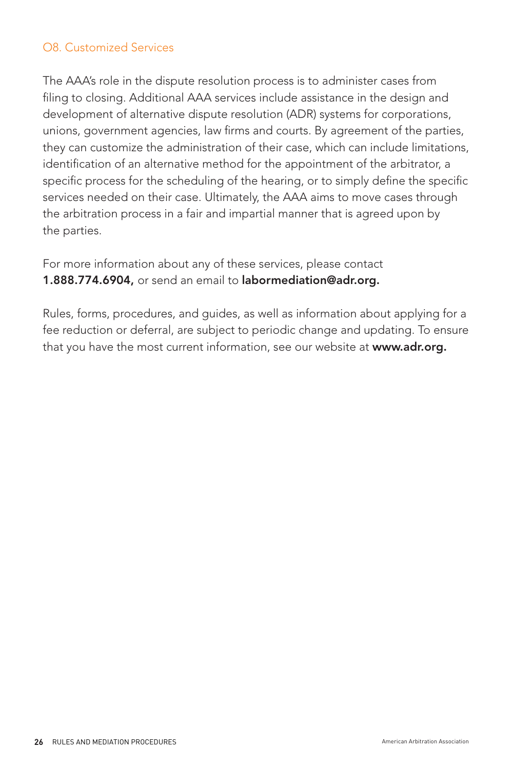## O8. Customized Services

The AAA's role in the dispute resolution process is to administer cases from filing to closing. Additional AAA services include assistance in the design and development of alternative dispute resolution (ADR) systems for corporations, unions, government agencies, law firms and courts. By agreement of the parties, they can customize the administration of their case, which can include limitations, identification of an alternative method for the appointment of the arbitrator, a specific process for the scheduling of the hearing, or to simply define the specific services needed on their case. Ultimately, the AAA aims to move cases through the arbitration process in a fair and impartial manner that is agreed upon by the parties.

For more information about any of these services, please contact **1.888.774.6904,** or send an email to **labormediation@adr.org.**

Rules, forms, procedures, and guides, as well as information about applying for a fee reduction or deferral, are subject to periodic change and updating. To ensure that you have the most current information, see our website at **www.adr.org.**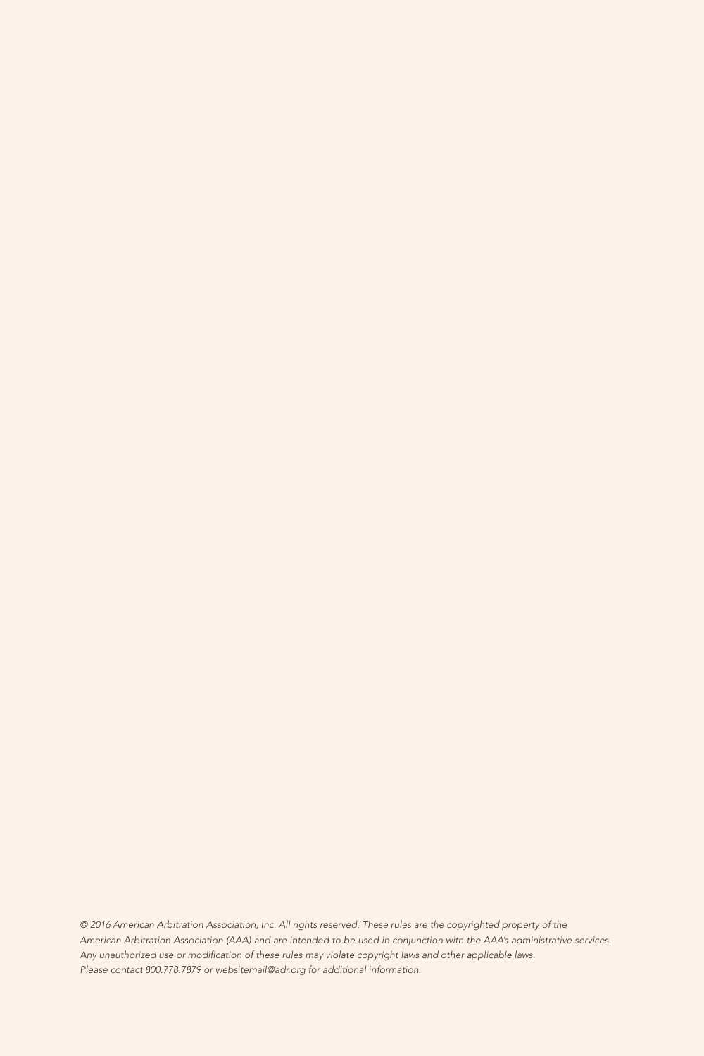*© 2016 American Arbitration Association, Inc. All rights reserved. These rules are the copyrighted property of the American Arbitration Association (AAA) and are intended to be used in conjunction with the AAA's administrative services. Any unauthorized use or modification of these rules may violate copyright laws and other applicable laws. Please contact 800.778.7879 or websitemail@adr.org for additional information.*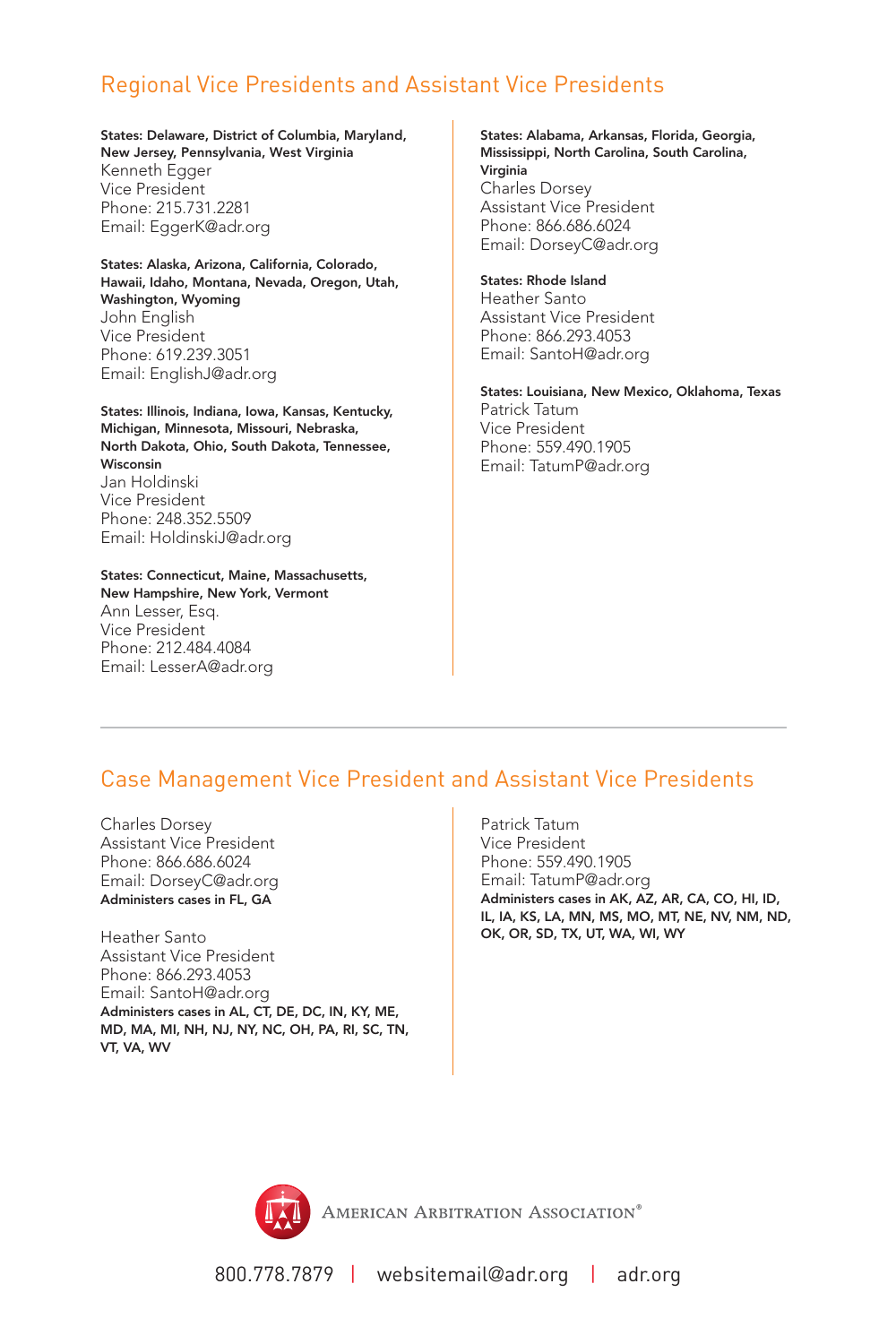## Regional Vice Presidents and Assistant Vice Presidents

**States: Delaware, District of Columbia, Maryland, New Jersey, Pennsylvania, West Virginia**
Kenneth Egger
Vice President
Phone: 215.731.2281
Email: EggerK@adr.org

**States: Alaska, Arizona, California, Colorado, Hawaii, Idaho, Montana, Nevada, Oregon, Utah, Washington, Wyoming**
John English
Vice President
Phone: 619.239.3051
Email: EnglishJ@adr.org

**States: Illinois, Indiana, Iowa, Kansas, Kentucky, Michigan, Minnesota, Missouri, Nebraska, North Dakota, Ohio, South Dakota, Tennessee, Wisconsin**
Jan Holdinski
Vice President
Phone: 248.352.5509
Email: HoldinskiJ@adr.org

**States: Connecticut, Maine, Massachusetts, New Hampshire, New York, Vermont**
Ann Lesser, Esq.
Vice President
Phone: 212.484.4084
Email: LesserA@adr.org

**States: Alabama, Arkansas, Florida, Georgia, Mississippi, North Carolina, South Carolina, Virginia**
Charles Dorsey
Assistant Vice President
Phone: 866.686.6024
Email: DorseyC@adr.org

**States: Rhode Island**
Heather Santo
Assistant Vice President
Phone: 866.293.4053
Email: SantoH@adr.org

**States: Louisiana, New Mexico, Oklahoma, Texas**
Patrick Tatum
Vice President
Phone: 559.490.1905
Email: TatumP@adr.org

## Case Management Vice President and Assistant Vice Presidents

Charles Dorsey
Assistant Vice President
Phone: 866.686.6024
Email: DorseyC@adr.org
**Administers cases in FL, GA**

Heather Santo
Assistant Vice President
Phone: 866.293.4053
Email: SantoH@adr.org
**Administers cases in AL, CT, DE, DC, IN, KY, ME, MD, MA, MI, NH, NJ, NY, NC, OH, PA, RI, SC, TN, VT, VA, WV**

Patrick Tatum
Vice President
Phone: 559.490.1905
Email: TatumP@adr.org
**Administers cases in AK, AZ, AR, CA, CO, HI, ID, IL, IA, KS, LA, MN, MS, MO, MT, NE, NV, NM, ND, OK, OR, SD, TX, UT, WA, WI, WY**

American Arbitration Association®

800.778.7879 | websitemail@adr.org | adr.org